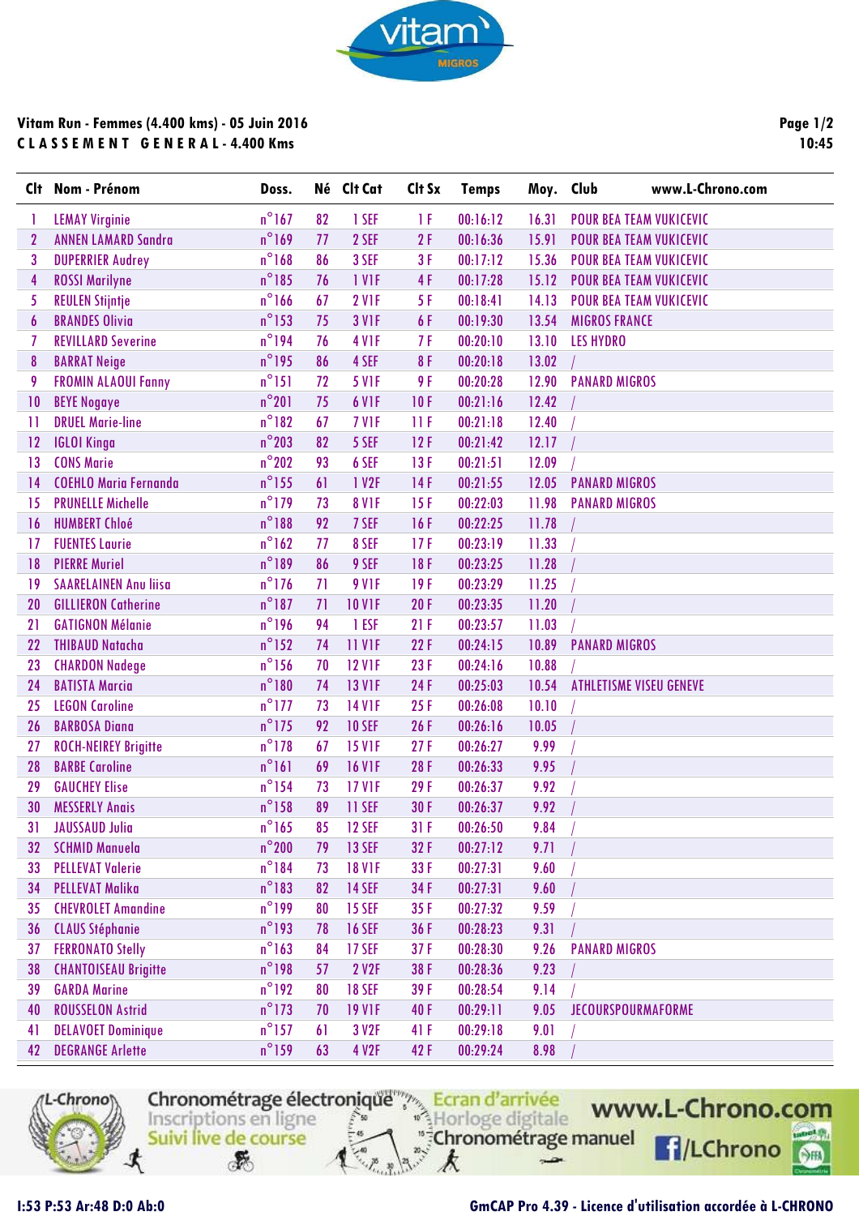**Vitam Run - Femmes (4.400 kms) - 05 Juin 2016**

**C L A S S E M E N T   G E N E R A L - 4.400 Kms**

10:45

| Clt | Nom - Prénom | Doss. | Né | Clt Cat | Clt Sx | Temps | Moy. | Club www.L-Chrono.com |
|---|---|---|---|---|---|---|---|---|
| 1 | LEMAY Virginie | n°167 | 82 | 1 SEF | 1 F | 00:16:12 | 16.31 | POUR BEA TEAM VUKICEVIC |
| 2 | ANNEN LAMARD Sandra | n°169 | 77 | 2 SEF | 2 F | 00:16:36 | 15.91 | POUR BEA TEAM VUKICEVIC |
| 3 | DUPERRIER Audrey | n°168 | 86 | 3 SEF | 3 F | 00:17:12 | 15.36 | POUR BEA TEAM VUKICEVIC |
| 4 | ROSSI Marilyne | n°185 | 76 | 1 V1F | 4 F | 00:17:28 | 15.12 | POUR BEA TEAM VUKICEVIC |
| 5 | REULEN Stijntje | n°166 | 67 | 2 V1F | 5 F | 00:18:41 | 14.13 | POUR BEA TEAM VUKICEVIC |
| 6 | BRANDES Olivia | n°153 | 75 | 3 V1F | 6 F | 00:19:30 | 13.54 | MIGROS FRANCE |
| 7 | REVILLARD Severine | n°194 | 76 | 4 V1F | 7 F | 00:20:10 | 13.10 | LES HYDRO |
| 8 | BARRAT Neige | n°195 | 86 | 4 SEF | 8 F | 00:20:18 | 13.02 | / |
| 9 | FROMIN ALAOUI Fanny | n°151 | 72 | 5 V1F | 9 F | 00:20:28 | 12.90 | PANARD MIGROS |
| 10 | BEYE Nogaye | n°201 | 75 | 6 V1F | 10 F | 00:21:16 | 12.42 | / |
| 11 | DRUEL Marie-line | n°182 | 67 | 7 V1F | 11 F | 00:21:18 | 12.40 | / |
| 12 | IGLOI Kinga | n°203 | 82 | 5 SEF | 12 F | 00:21:42 | 12.17 | / |
| 13 | CONS Marie | n°202 | 93 | 6 SEF | 13 F | 00:21:51 | 12.09 | / |
| 14 | COEHLO Maria Fernanda | n°155 | 61 | 1 V2F | 14 F | 00:21:55 | 12.05 | PANARD MIGROS |
| 15 | PRUNELLE Michelle | n°179 | 73 | 8 V1F | 15 F | 00:22:03 | 11.98 | PANARD MIGROS |
| 16 | HUMBERT Chloé | n°188 | 92 | 7 SEF | 16 F | 00:22:25 | 11.78 | / |
| 17 | FUENTES Laurie | n°162 | 77 | 8 SEF | 17 F | 00:23:19 | 11.33 | / |
| 18 | PIERRE Muriel | n°189 | 86 | 9 SEF | 18 F | 00:23:25 | 11.28 | / |
| 19 | SAARELAINEN Anu liisa | n°176 | 71 | 9 V1F | 19 F | 00:23:29 | 11.25 | / |
| 20 | GILLIERON Catherine | n°187 | 71 | 10 V1F | 20 F | 00:23:35 | 11.20 | / |
| 21 | GATIGNON Mélanie | n°196 | 94 | 1 ESF | 21 F | 00:23:57 | 11.03 | / |
| 22 | THIBAUD Natacha | n°152 | 74 | 11 V1F | 22 F | 00:24:15 | 10.89 | PANARD MIGROS |
| 23 | CHARDON Nadege | n°156 | 70 | 12 V1F | 23 F | 00:24:16 | 10.88 | / |
| 24 | BATISTA Marcia | n°180 | 74 | 13 V1F | 24 F | 00:25:03 | 10.54 | ATHLETISME VISEU GENEVE |
| 25 | LEGON Caroline | n°177 | 73 | 14 V1F | 25 F | 00:26:08 | 10.10 | / |
| 26 | BARBOSA Diana | n°175 | 92 | 10 SEF | 26 F | 00:26:16 | 10.05 | / |
| 27 | ROCH-NEIREY Brigitte | n°178 | 67 | 15 V1F | 27 F | 00:26:27 | 9.99 | / |
| 28 | BARBE Caroline | n°161 | 69 | 16 V1F | 28 F | 00:26:33 | 9.95 | / |
| 29 | GAUCHEY Elise | n°154 | 73 | 17 V1F | 29 F | 00:26:37 | 9.92 | / |
| 30 | MESSERLY Anais | n°158 | 89 | 11 SEF | 30 F | 00:26:37 | 9.92 | / |
| 31 | JAUSSAUD Julia | n°165 | 85 | 12 SEF | 31 F | 00:26:50 | 9.84 | / |
| 32 | SCHMID Manuela | n°200 | 79 | 13 SEF | 32 F | 00:27:12 | 9.71 | / |
| 33 | PELLEVAT Valerie | n°184 | 73 | 18 V1F | 33 F | 00:27:31 | 9.60 | / |
| 34 | PELLEVAT Malika | n°183 | 82 | 14 SEF | 34 F | 00:27:31 | 9.60 | / |
| 35 | CHEVROLET Amandine | n°199 | 80 | 15 SEF | 35 F | 00:27:32 | 9.59 | / |
| 36 | CLAUS Stéphanie | n°193 | 78 | 16 SEF | 36 F | 00:28:23 | 9.31 | / |
| 37 | FERRONATO Stelly | n°163 | 84 | 17 SEF | 37 F | 00:28:30 | 9.26 | PANARD MIGROS |
| 38 | CHANTOISEAU Brigitte | n°198 | 57 | 2 V2F | 38 F | 00:28:36 | 9.23 | / |
| 39 | GARDA Marine | n°192 | 80 | 18 SEF | 39 F | 00:28:54 | 9.14 | / |
| 40 | ROUSSELON Astrid | n°173 | 70 | 19 V1F | 40 F | 00:29:11 | 9.05 | JECOURSPOURMAFORME |
| 41 | DELAVOET Dominique | n°157 | 61 | 3 V2F | 41 F | 00:29:18 | 9.01 | / |
| 42 | DEGRANGE Arlette | n°159 | 63 | 4 V2F | 42 F | 00:29:24 | 8.98 | / |

I:53 P:53 Ar:48 D:0 Ab:0

GmCAP Pro 4.39 - Licence d'utilisation accordée à L-CHRONO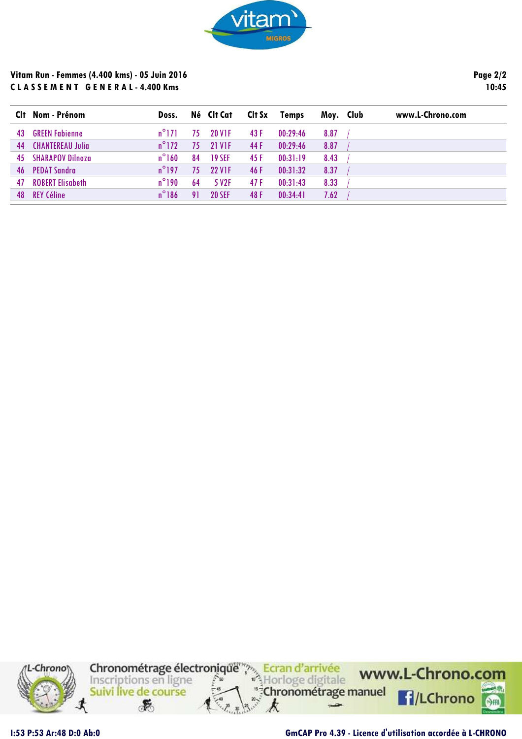Vitam Run - Femmes (4.400 kms) - 05 Juin 2016

C L A S S E M E N T   G E N E R A L - 4.400 Kms

10:45

| Clt | Nom - Prénom | Doss. | Né | Clt Cat | Clt Sx | Temps | Moy. | Club | www.L-Chrono.com |
|---|---|---|---|---|---|---|---|---|---|
| 43 | GREEN Fabienne | n°171 | 75 | 20 V1F | 43 F | 00:29:46 | 8.87 | / | |
| 44 | CHANTEREAU Julia | n°172 | 75 | 21 V1F | 44 F | 00:29:46 | 8.87 | / | |
| 45 | SHARAPOV Dilnoza | n°160 | 84 | 19 SEF | 45 F | 00:31:19 | 8.43 | / | |
| 46 | PEDAT Sandra | n°197 | 75 | 22 V1F | 46 F | 00:31:32 | 8.37 | / | |
| 47 | ROBERT Elisabeth | n°190 | 64 | 5 V2F | 47 F | 00:31:43 | 8.33 | / | |
| 48 | REY Céline | n°186 | 91 | 20 SEF | 48 F | 00:34:41 | 7.62 | / | |

I:53 P:53 Ar:48 D:0 Ab:0

GmCAP Pro 4.39 - Licence d'utilisation accordée à L-CHRONO